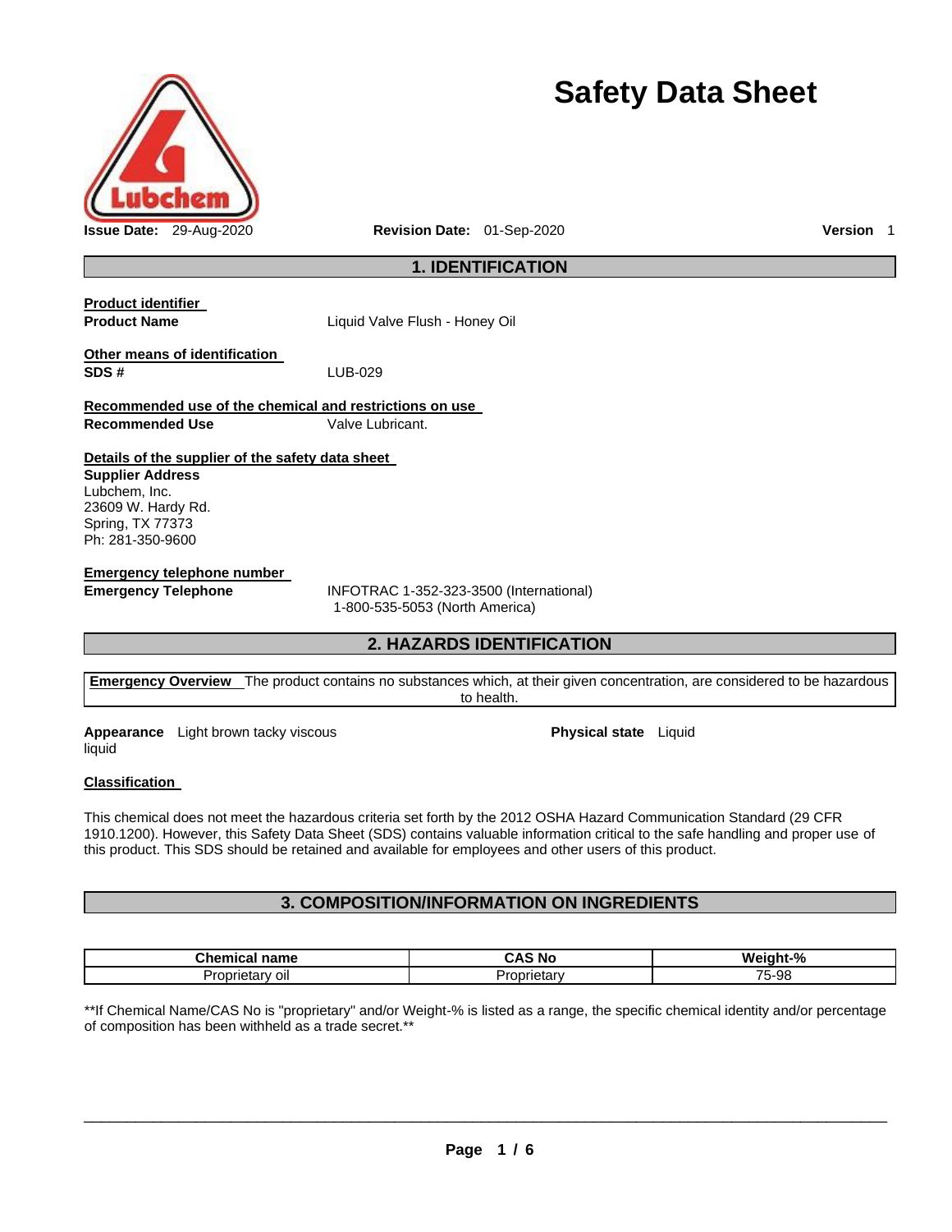# Safety Data Sheet

**Issue Date:** 29-Aug-2020 **Revision Date:** 01-Sep-2020 **Version** 1

## 1. IDENTIFICATION

**Product identifier**

**Product Name** Liquid Valve Flush - Honey Oil

**Other means of identification**

**SDS #** LUB-029

**Recommended use of the chemical and restrictions on use**

**Recommended Use** Valve Lubricant.

**Details of the supplier of the safety data sheet**

**Supplier Address**
Lubchem, Inc.
23609 W. Hardy Rd.
Spring, TX 77373
Ph: 281-350-9600

**Emergency telephone number**

**Emergency Telephone** INFOTRAC 1-352-323-3500 (International)
1-800-535-5053 (North America)

## 2. HAZARDS IDENTIFICATION

**Emergency Overview** The product contains no substances which, at their given concentration, are considered to be hazardous to health.

**Appearance** Light brown tacky viscous liquid

**Physical state** Liquid

**Classification**

This chemical does not meet the hazardous criteria set forth by the 2012 OSHA Hazard Communication Standard (29 CFR 1910.1200). However, this Safety Data Sheet (SDS) contains valuable information critical to the safe handling and proper use of this product. This SDS should be retained and available for employees and other users of this product.

## 3. COMPOSITION/INFORMATION ON INGREDIENTS

| Chemical name | CAS No | Weight-% |
|---|---|---|
| Proprietary oil | Proprietary | 75-98 |

**If Chemical Name/CAS No is "proprietary" and/or Weight-% is listed as a range, the specific chemical identity and/or percentage of composition has been withheld as a trade secret.**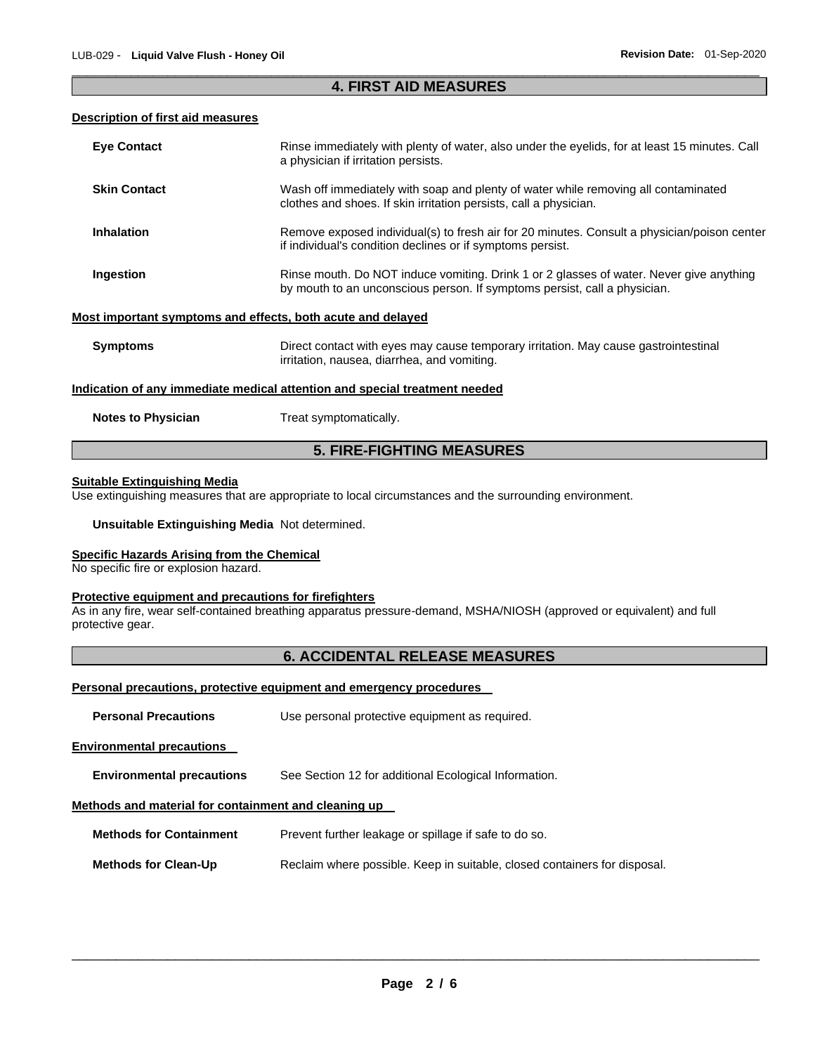## 4. FIRST AID MEASURES

### Description of first aid measures

**Eye Contact** Rinse immediately with plenty of water, also under the eyelids, for at least 15 minutes. Call a physician if irritation persists.

**Skin Contact** Wash off immediately with soap and plenty of water while removing all contaminated clothes and shoes. If skin irritation persists, call a physician.

**Inhalation** Remove exposed individual(s) to fresh air for 20 minutes. Consult a physician/poison center if individual's condition declines or if symptoms persist.

**Ingestion** Rinse mouth. Do NOT induce vomiting. Drink 1 or 2 glasses of water. Never give anything by mouth to an unconscious person. If symptoms persist, call a physician.

### Most important symptoms and effects, both acute and delayed

**Symptoms** Direct contact with eyes may cause temporary irritation. May cause gastrointestinal irritation, nausea, diarrhea, and vomiting.

### Indication of any immediate medical attention and special treatment needed

**Notes to Physician** Treat symptomatically.

## 5. FIRE-FIGHTING MEASURES

### Suitable Extinguishing Media

Use extinguishing measures that are appropriate to local circumstances and the surrounding environment.

**Unsuitable Extinguishing Media** Not determined.

### Specific Hazards Arising from the Chemical

No specific fire or explosion hazard.

### Protective equipment and precautions for firefighters

As in any fire, wear self-contained breathing apparatus pressure-demand, MSHA/NIOSH (approved or equivalent) and full protective gear.

## 6. ACCIDENTAL RELEASE MEASURES

### Personal precautions, protective equipment and emergency procedures

**Personal Precautions** Use personal protective equipment as required.

### Environmental precautions

**Environmental precautions** See Section 12 for additional Ecological Information.

### Methods and material for containment and cleaning up

**Methods for Containment** Prevent further leakage or spillage if safe to do so.

**Methods for Clean-Up** Reclaim where possible. Keep in suitable, closed containers for disposal.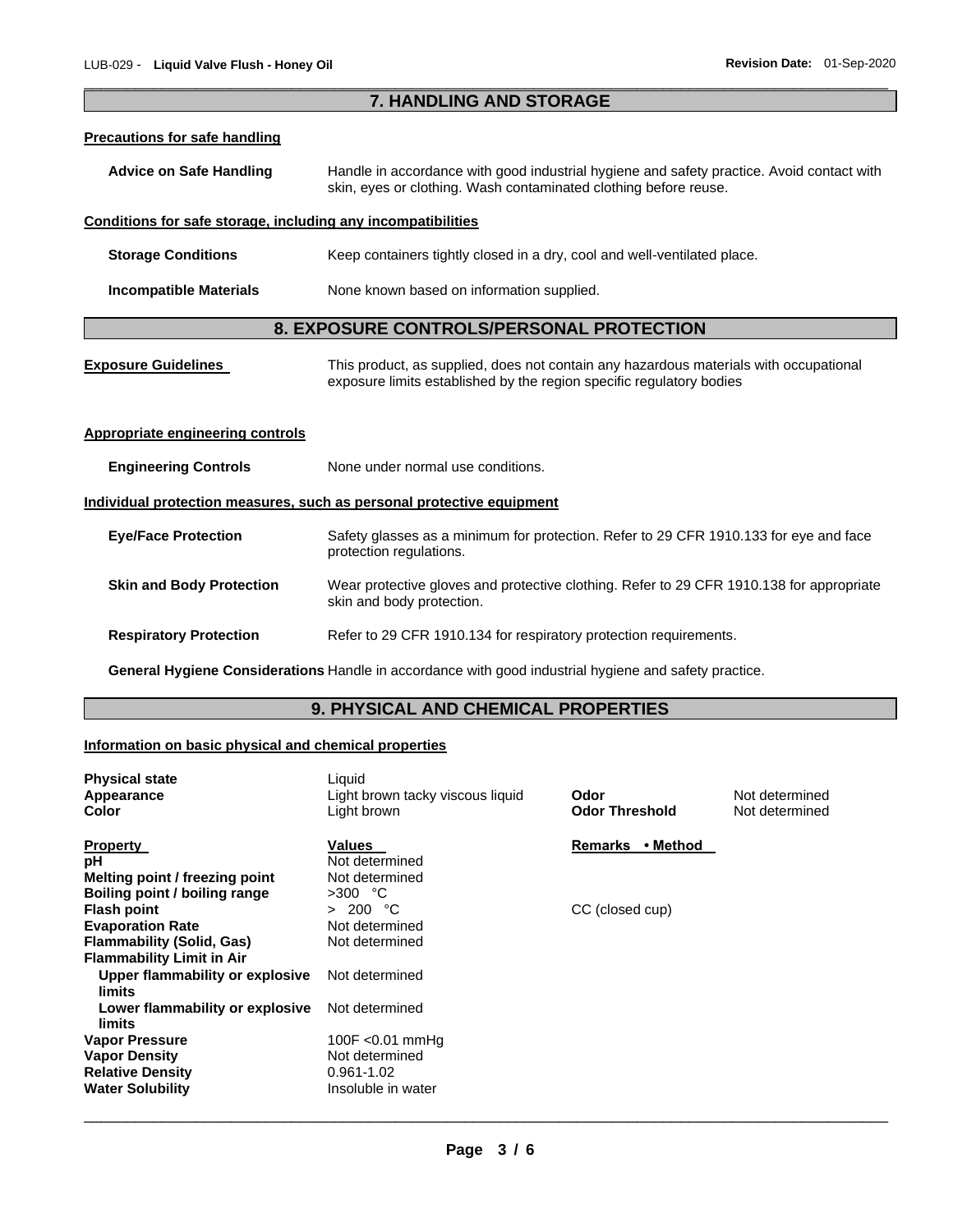## 7. HANDLING AND STORAGE

### Precautions for safe handling

**Advice on Safe Handling** Handle in accordance with good industrial hygiene and safety practice. Avoid contact with skin, eyes or clothing. Wash contaminated clothing before reuse.

### Conditions for safe storage, including any incompatibilities

**Storage Conditions** Keep containers tightly closed in a dry, cool and well-ventilated place.

**Incompatible Materials** None known based on information supplied.

## 8. EXPOSURE CONTROLS/PERSONAL PROTECTION

**Exposure Guidelines** This product, as supplied, does not contain any hazardous materials with occupational exposure limits established by the region specific regulatory bodies

### Appropriate engineering controls

**Engineering Controls** None under normal use conditions.

### Individual protection measures, such as personal protective equipment

**Eye/Face Protection** Safety glasses as a minimum for protection. Refer to 29 CFR 1910.133 for eye and face protection regulations.

**Skin and Body Protection** Wear protective gloves and protective clothing. Refer to 29 CFR 1910.138 for appropriate skin and body protection.

**Respiratory Protection** Refer to 29 CFR 1910.134 for respiratory protection requirements.

**General Hygiene Considerations** Handle in accordance with good industrial hygiene and safety practice.

## 9. PHYSICAL AND CHEMICAL PROPERTIES

### Information on basic physical and chemical properties

| | | | |
|---|---|---|---|
| **Physical state** | Liquid | | |
| **Appearance** | Light brown tacky viscous liquid | **Odor** | Not determined |
| **Color** | Light brown | **Odor Threshold** | Not determined |

| **Property** | **Values** | **Remarks • Method** |
|---|---|---|
| **pH** | Not determined | |
| **Melting point / freezing point** | Not determined | |
| **Boiling point / boiling range** | >300 °C | |
| **Flash point** | > 200 °C | CC (closed cup) |
| **Evaporation Rate** | Not determined | |
| **Flammability (Solid, Gas)** | Not determined | |
| **Flammability Limit in Air** | | |
| **Upper flammability or explosive limits** | Not determined | |
| **Lower flammability or explosive limits** | Not determined | |
| **Vapor Pressure** | 100F <0.01 mmHg | |
| **Vapor Density** | Not determined | |
| **Relative Density** | 0.961-1.02 | |
| **Water Solubility** | Insoluble in water | |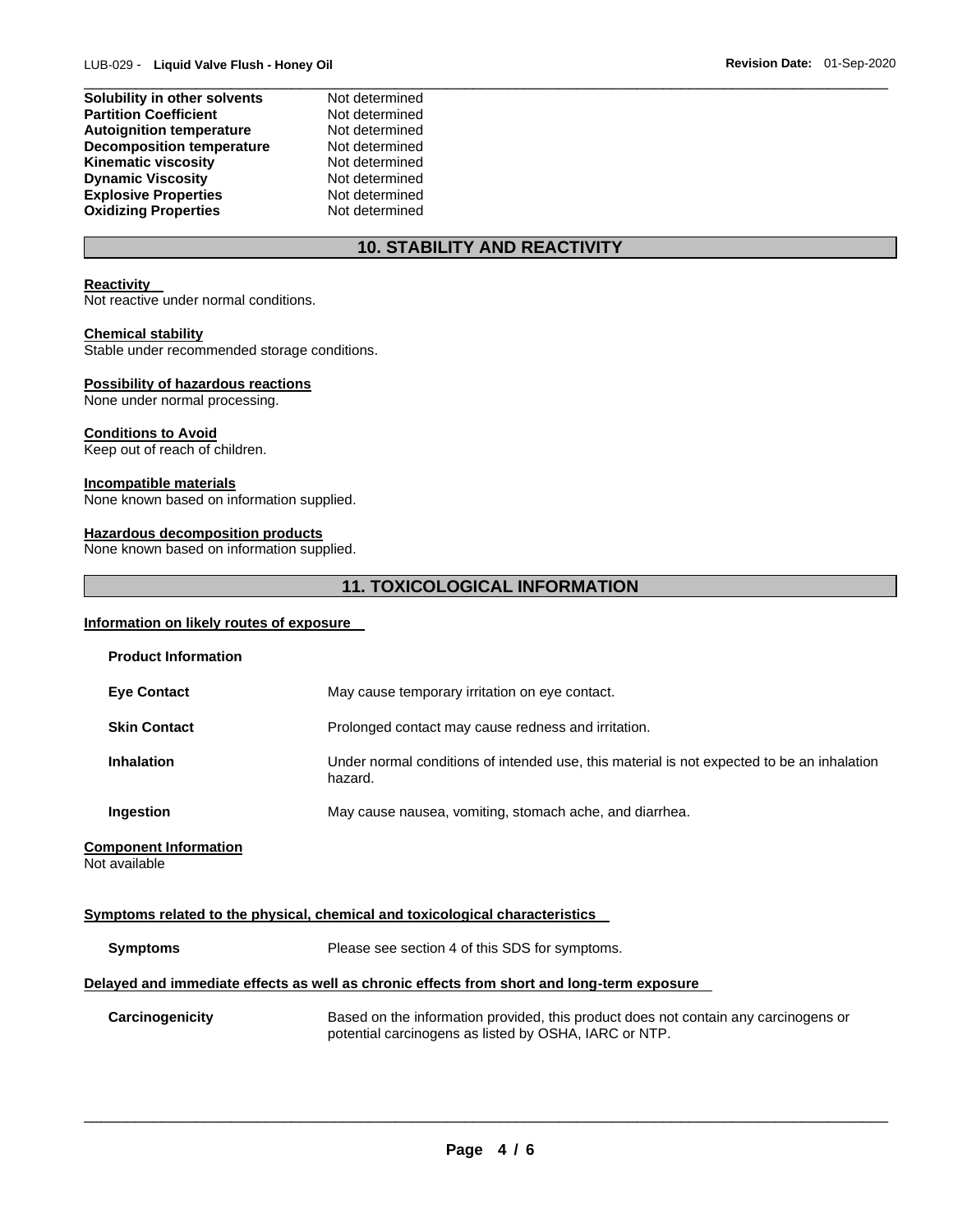| | |
|---|---|
| **Solubility in other solvents** | Not determined |
| **Partition Coefficient** | Not determined |
| **Autoignition temperature** | Not determined |
| **Decomposition temperature** | Not determined |
| **Kinematic viscosity** | Not determined |
| **Dynamic Viscosity** | Not determined |
| **Explosive Properties** | Not determined |
| **Oxidizing Properties** | Not determined |

## 10. STABILITY AND REACTIVITY

**Reactivity**
Not reactive under normal conditions.

**Chemical stability**
Stable under recommended storage conditions.

**Possibility of hazardous reactions**
None under normal processing.

**Conditions to Avoid**
Keep out of reach of children.

**Incompatible materials**
None known based on information supplied.

**Hazardous decomposition products**
None known based on information supplied.

## 11. TOXICOLOGICAL INFORMATION

**Information on likely routes of exposure**

**Product Information**

| | |
|---|---|
| **Eye Contact** | May cause temporary irritation on eye contact. |
| **Skin Contact** | Prolonged contact may cause redness and irritation. |
| **Inhalation** | Under normal conditions of intended use, this material is not expected to be an inhalation hazard. |
| **Ingestion** | May cause nausea, vomiting, stomach ache, and diarrhea. |

**Component Information**
Not available

**Symptoms related to the physical, chemical and toxicological characteristics**

| | |
|---|---|
| **Symptoms** | Please see section 4 of this SDS for symptoms. |

**Delayed and immediate effects as well as chronic effects from short and long-term exposure**

| | |
|---|---|
| **Carcinogenicity** | Based on the information provided, this product does not contain any carcinogens or potential carcinogens as listed by OSHA, IARC or NTP. |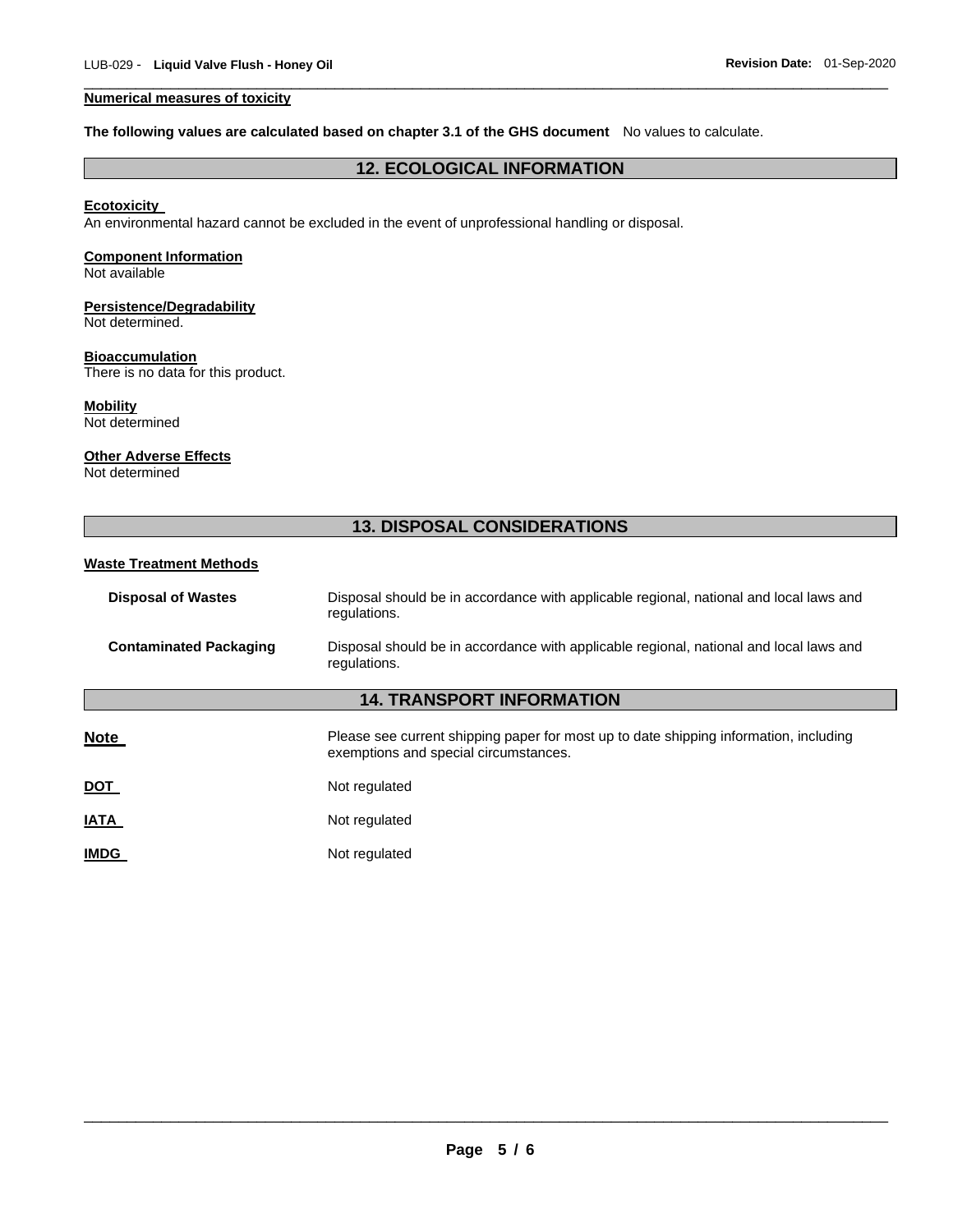**Numerical measures of toxicity**

**The following values are calculated based on chapter 3.1 of the GHS document** No values to calculate.

## 12. ECOLOGICAL INFORMATION

**Ecotoxicity**
An environmental hazard cannot be excluded in the event of unprofessional handling or disposal.

**Component Information**
Not available

**Persistence/Degradability**
Not determined.

**Bioaccumulation**
There is no data for this product.

**Mobility**
Not determined

**Other Adverse Effects**
Not determined

## 13. DISPOSAL CONSIDERATIONS

**Waste Treatment Methods**

**Disposal of Wastes** Disposal should be in accordance with applicable regional, national and local laws and regulations.

**Contaminated Packaging** Disposal should be in accordance with applicable regional, national and local laws and regulations.

## 14. TRANSPORT INFORMATION

**Note** Please see current shipping paper for most up to date shipping information, including exemptions and special circumstances.

**DOT** Not regulated

**IATA** Not regulated

**IMDG** Not regulated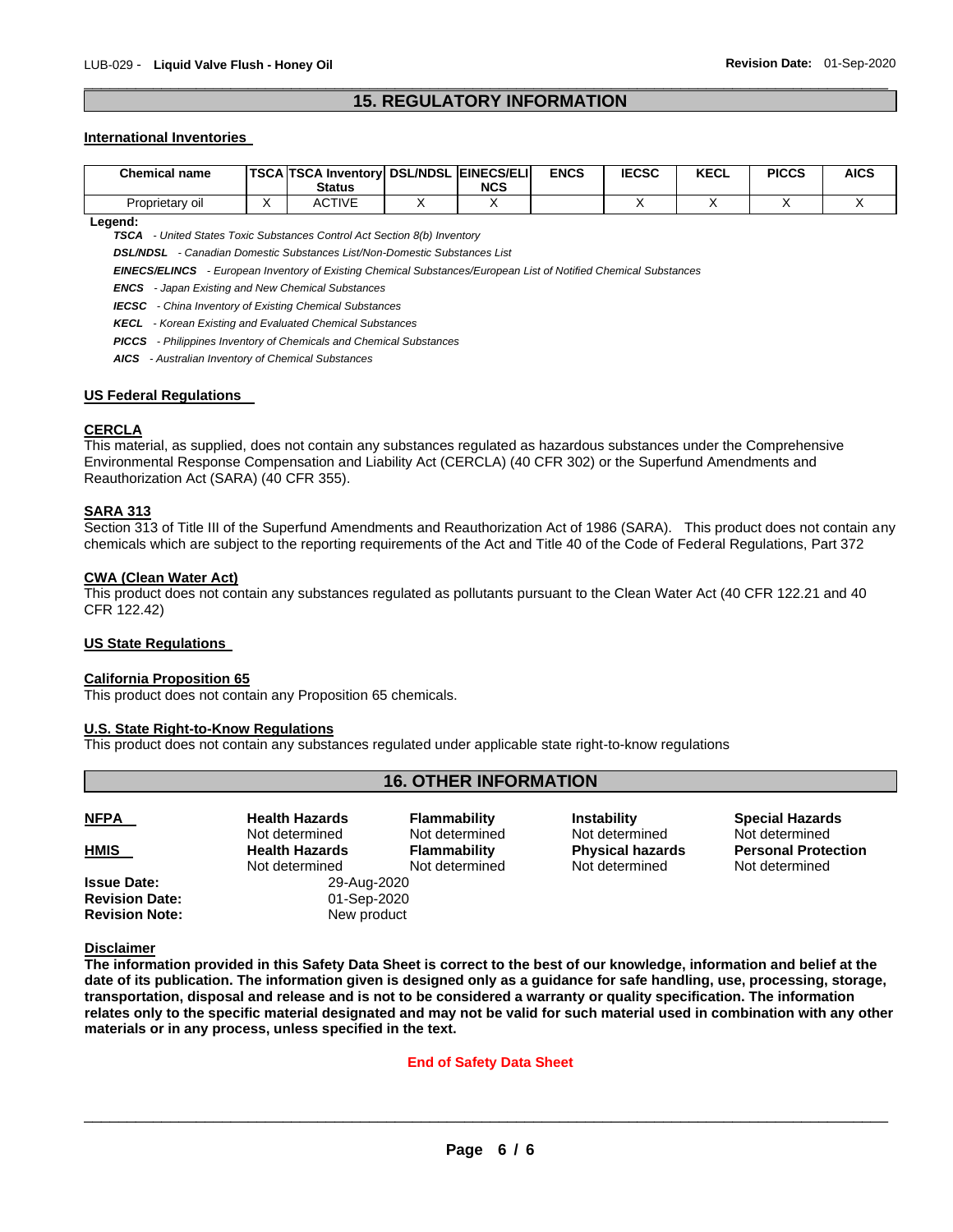## 15. REGULATORY INFORMATION

**International Inventories**

| Chemical name | TSCA | TSCA Inventory Status | DSL/NDSL | EINECS/ELINCS | ENCS | IECSC | KECL | PICCS | AICS |
|---|---|---|---|---|---|---|---|---|---|
| Proprietary oil | X | ACTIVE | X | X | | X | X | X | X |

**Legend:**

***TSCA*** *- United States Toxic Substances Control Act Section 8(b) Inventory*

***DSL/NDSL*** *- Canadian Domestic Substances List/Non-Domestic Substances List*

***EINECS/ELINCS*** *- European Inventory of Existing Chemical Substances/European List of Notified Chemical Substances*

***ENCS*** *- Japan Existing and New Chemical Substances*

***IECSC*** *- China Inventory of Existing Chemical Substances*

***KECL*** *- Korean Existing and Evaluated Chemical Substances*

***PICCS*** *- Philippines Inventory of Chemicals and Chemical Substances*

***AICS*** *- Australian Inventory of Chemical Substances*

**US Federal Regulations**

**CERCLA**

This material, as supplied, does not contain any substances regulated as hazardous substances under the Comprehensive Environmental Response Compensation and Liability Act (CERCLA) (40 CFR 302) or the Superfund Amendments and Reauthorization Act (SARA) (40 CFR 355).

**SARA 313**

Section 313 of Title III of the Superfund Amendments and Reauthorization Act of 1986 (SARA). This product does not contain any chemicals which are subject to the reporting requirements of the Act and Title 40 of the Code of Federal Regulations, Part 372

**CWA (Clean Water Act)**

This product does not contain any substances regulated as pollutants pursuant to the Clean Water Act (40 CFR 122.21 and 40 CFR 122.42)

**US State Regulations**

**California Proposition 65**

This product does not contain any Proposition 65 chemicals.

**U.S. State Right-to-Know Regulations**

This product does not contain any substances regulated under applicable state right-to-know regulations

## 16. OTHER INFORMATION

| | | | | |
|---|---|---|---|---|
| **NFPA** | **Health Hazards** Not determined | **Flammability** Not determined | **Instability** Not determined | **Special Hazards** Not determined |
| **HMIS** | **Health Hazards** Not determined | **Flammability** Not determined | **Physical hazards** Not determined | **Personal Protection** Not determined |

**Issue Date:** 29-Aug-2020
**Revision Date:** 01-Sep-2020
**Revision Note:** New product

**Disclaimer**

**The information provided in this Safety Data Sheet is correct to the best of our knowledge, information and belief at the date of its publication. The information given is designed only as a guidance for safe handling, use, processing, storage, transportation, disposal and release and is not to be considered a warranty or quality specification. The information relates only to the specific material designated and may not be valid for such material used in combination with any other materials or in any process, unless specified in the text.**

**End of Safety Data Sheet**